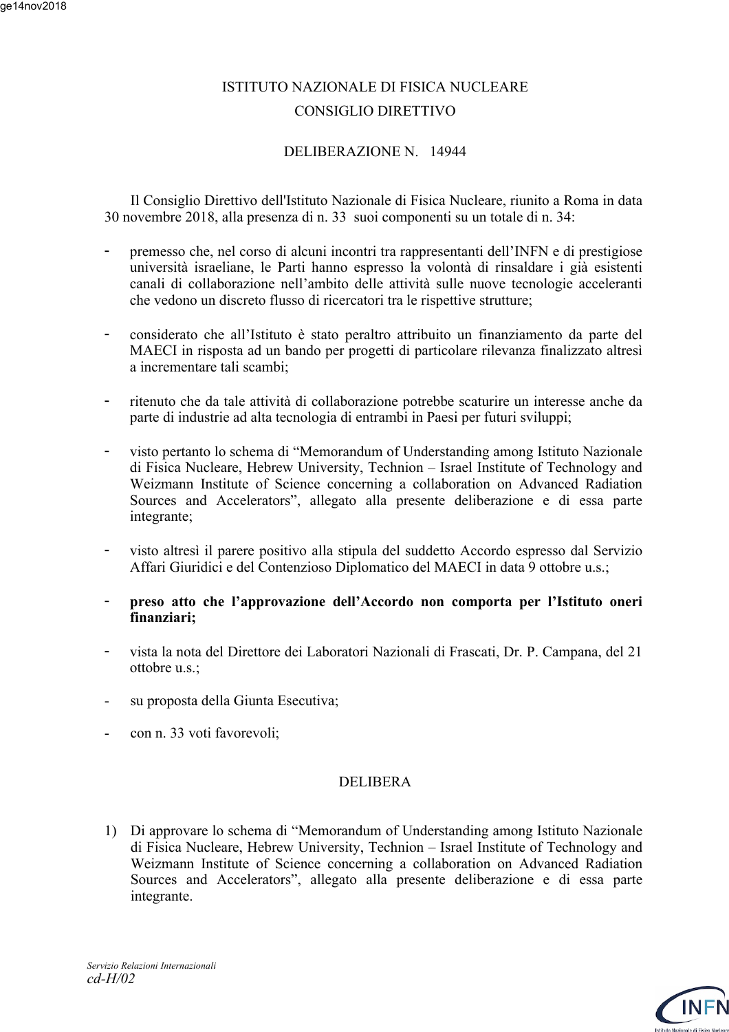ISTITUTO NAZIONALE DI FISICA NUCLEARE

CONSIGLIO DIRETTIVO

DELIBERAZIONE N. 14944

Il Consiglio Direttivo dell'Istituto Nazionale di Fisica Nucleare, riunito a Roma in data 30 novembre 2018, alla presenza di n. 33 suoi componenti su un totale di n. 34:

- premesso che, nel corso di alcuni incontri tra rappresentanti dell'INFN e di prestigiose università israeliane, le Parti hanno espresso la volontà di rinsaldare i già esistenti canali di collaborazione nell'ambito delle attività sulle nuove tecnologie acceleranti che vedono un discreto flusso di ricercatori tra le rispettive strutture;

- considerato che all'Istituto è stato peraltro attribuito un finanziamento da parte del MAECI in risposta ad un bando per progetti di particolare rilevanza finalizzato altresì a incrementare tali scambi;

- ritenuto che da tale attività di collaborazione potrebbe scaturire un interesse anche da parte di industrie ad alta tecnologia di entrambi in Paesi per futuri sviluppi;

- visto pertanto lo schema di "Memorandum of Understanding among Istituto Nazionale di Fisica Nucleare, Hebrew University, Technion – Israel Institute of Technology and Weizmann Institute of Science concerning a collaboration on Advanced Radiation Sources and Accelerators", allegato alla presente deliberazione e di essa parte integrante;

- visto altresì il parere positivo alla stipula del suddetto Accordo espresso dal Servizio Affari Giuridici e del Contenzioso Diplomatico del MAECI in data 9 ottobre u.s.;

- **preso atto che l'approvazione dell'Accordo non comporta per l'Istituto oneri finanziari;**

- vista la nota del Direttore dei Laboratori Nazionali di Frascati, Dr. P. Campana, del 21 ottobre u.s.;

- su proposta della Giunta Esecutiva;

- con n. 33 voti favorevoli;

DELIBERA

1) Di approvare lo schema di "Memorandum of Understanding among Istituto Nazionale di Fisica Nucleare, Hebrew University, Technion – Israel Institute of Technology and Weizmann Institute of Science concerning a collaboration on Advanced Radiation Sources and Accelerators", allegato alla presente deliberazione e di essa parte integrante.

*Servizio Relazioni Internazionali*
*cd-H/02*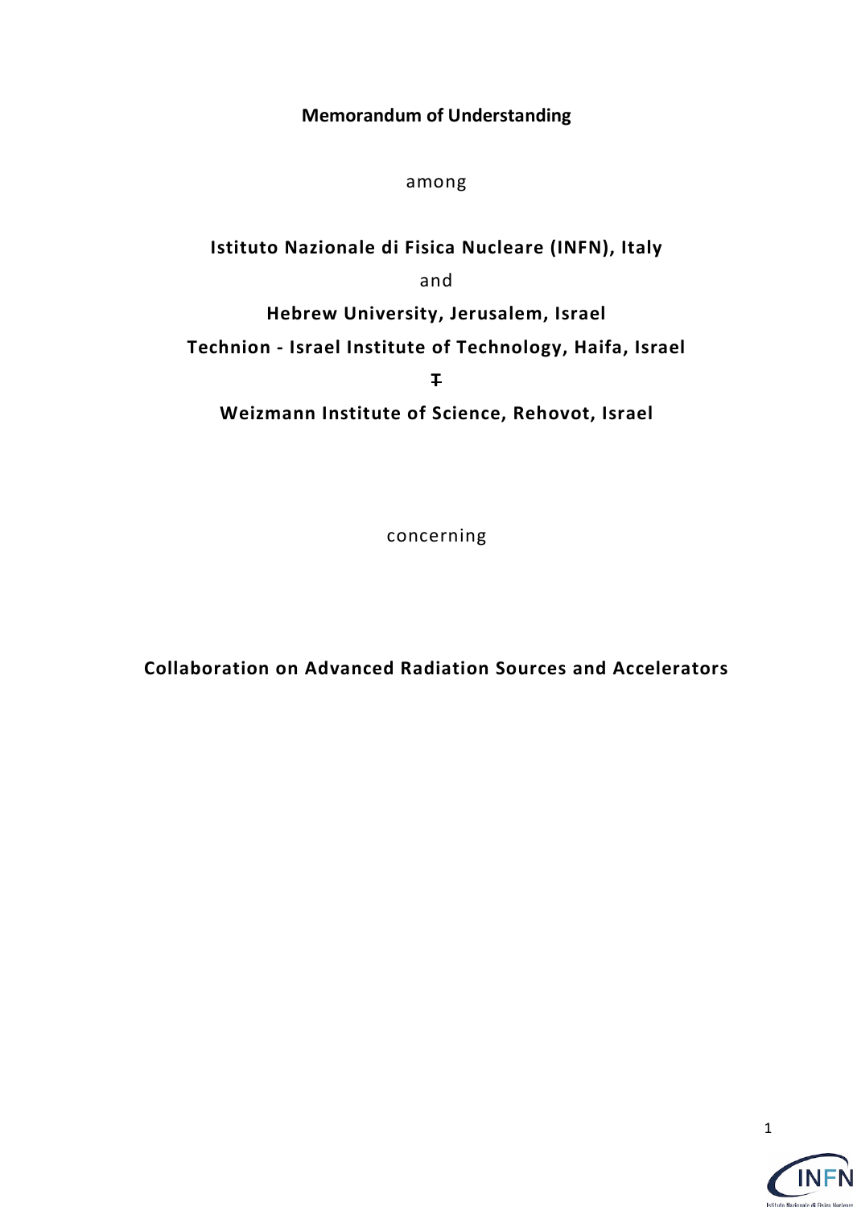**Memorandum of Understanding**

among

**Istituto Nazionale di Fisica Nucleare (INFN), Italy**

and

**Hebrew University, Jerusalem, Israel**

**Technion - Israel Institute of Technology, Haifa, Israel**

**~~I~~**

**Weizmann Institute of Science, Rehovot, Israel**

concerning

**Collaboration on Advanced Radiation Sources and Accelerators**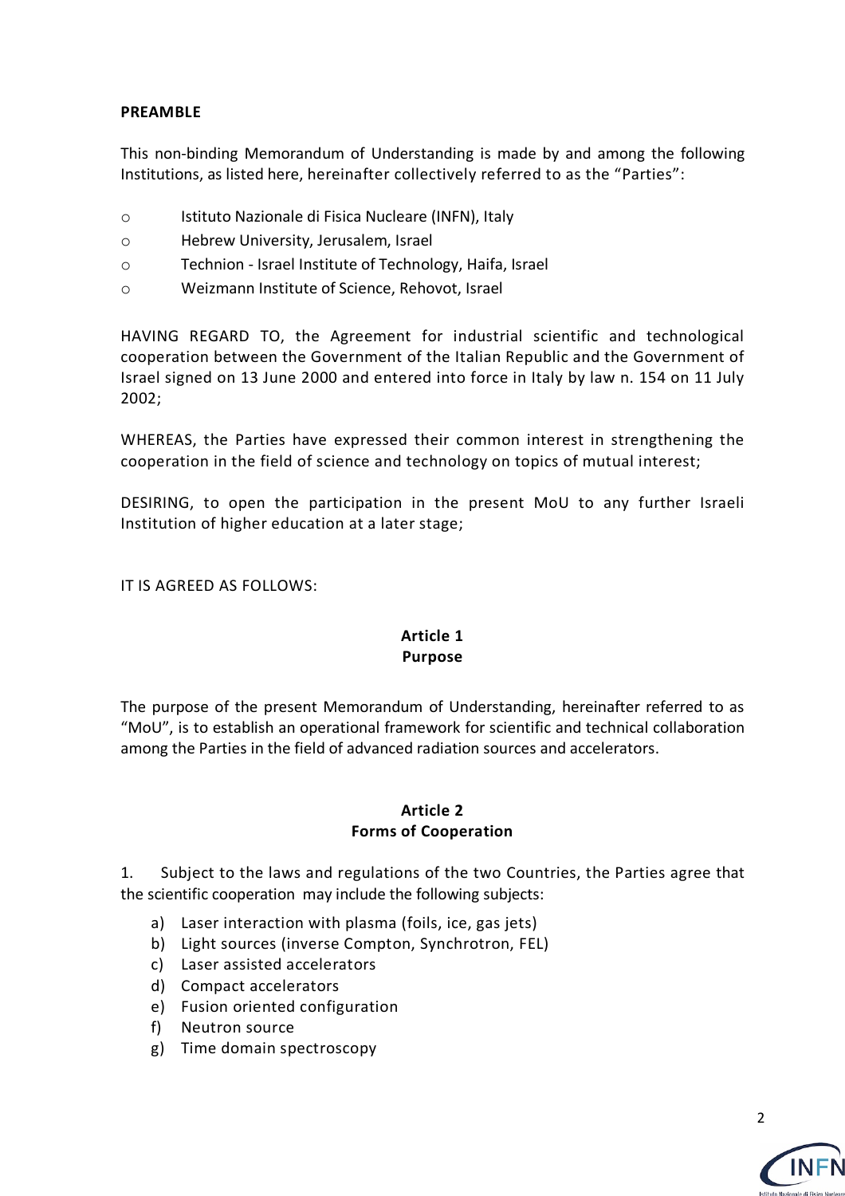**PREAMBLE**

This non-binding Memorandum of Understanding is made by and among the following Institutions, as listed here, hereinafter collectively referred to as the "Parties":

- Istituto Nazionale di Fisica Nucleare (INFN), Italy
- Hebrew University, Jerusalem, Israel
- Technion - Israel Institute of Technology, Haifa, Israel
- Weizmann Institute of Science, Rehovot, Israel

HAVING REGARD TO, the Agreement for industrial scientific and technological cooperation between the Government of the Italian Republic and the Government of Israel signed on 13 June 2000 and entered into force in Italy by law n. 154 on 11 July 2002;

WHEREAS, the Parties have expressed their common interest in strengthening the cooperation in the field of science and technology on topics of mutual interest;

DESIRING, to open the participation in the present MoU to any further Israeli Institution of higher education at a later stage;

IT IS AGREED AS FOLLOWS:

## Article 1
## Purpose

The purpose of the present Memorandum of Understanding, hereinafter referred to as "MoU", is to establish an operational framework for scientific and technical collaboration among the Parties in the field of advanced radiation sources and accelerators.

## Article 2
## Forms of Cooperation

1. Subject to the laws and regulations of the two Countries, the Parties agree that the scientific cooperation may include the following subjects:

   a) Laser interaction with plasma (foils, ice, gas jets)
   b) Light sources (inverse Compton, Synchrotron, FEL)
   c) Laser assisted accelerators
   d) Compact accelerators
   e) Fusion oriented configuration
   f) Neutron source
   g) Time domain spectroscopy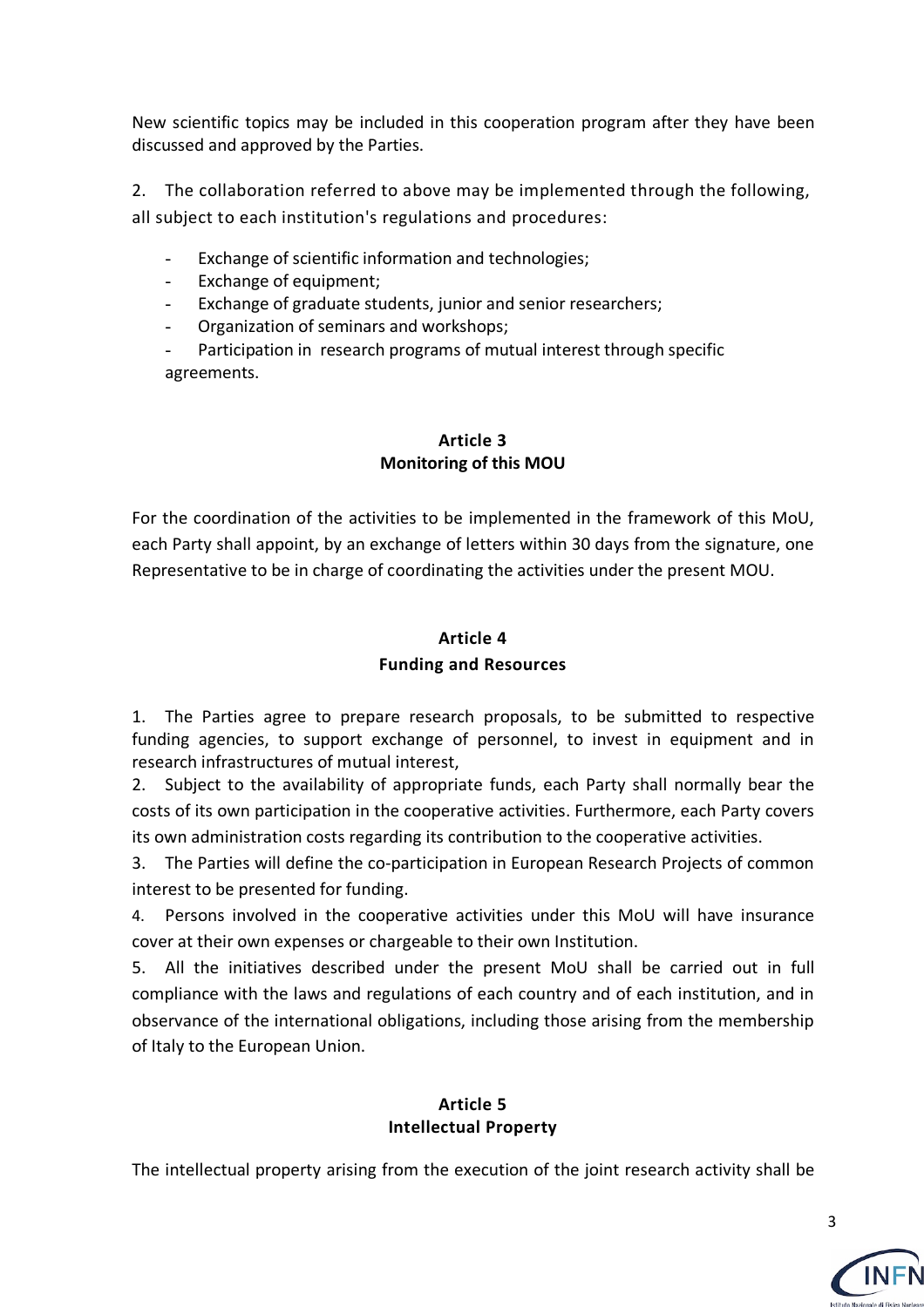New scientific topics may be included in this cooperation program after they have been discussed and approved by the Parties.

2. The collaboration referred to above may be implemented through the following, all subject to each institution's regulations and procedures:

- Exchange of scientific information and technologies;
- Exchange of equipment;
- Exchange of graduate students, junior and senior researchers;
- Organization of seminars and workshops;
- Participation in research programs of mutual interest through specific agreements.

**Article 3**
**Monitoring of this MOU**

For the coordination of the activities to be implemented in the framework of this MoU, each Party shall appoint, by an exchange of letters within 30 days from the signature, one Representative to be in charge of coordinating the activities under the present MOU.

**Article 4**
**Funding and Resources**

1. The Parties agree to prepare research proposals, to be submitted to respective funding agencies, to support exchange of personnel, to invest in equipment and in research infrastructures of mutual interest,
2. Subject to the availability of appropriate funds, each Party shall normally bear the costs of its own participation in the cooperative activities. Furthermore, each Party covers its own administration costs regarding its contribution to the cooperative activities.
3. The Parties will define the co-participation in European Research Projects of common interest to be presented for funding.
4. Persons involved in the cooperative activities under this MoU will have insurance cover at their own expenses or chargeable to their own Institution.
5. All the initiatives described under the present MoU shall be carried out in full compliance with the laws and regulations of each country and of each institution, and in observance of the international obligations, including those arising from the membership of Italy to the European Union.

**Article 5**
**Intellectual Property**

The intellectual property arising from the execution of the joint research activity shall be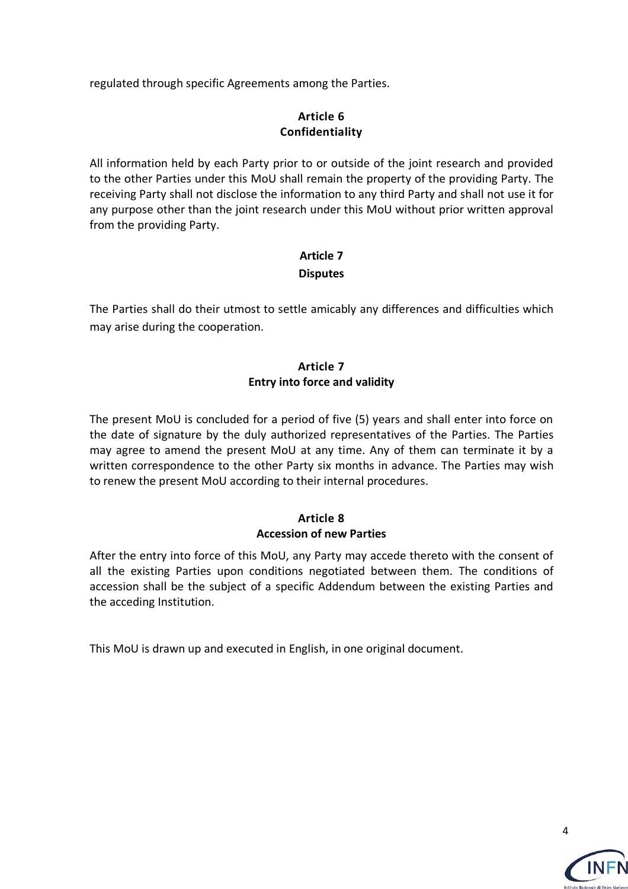regulated through specific Agreements among the Parties.

**Article 6**
**Confidentiality**

All information held by each Party prior to or outside of the joint research and provided to the other Parties under this MoU shall remain the property of the providing Party. The receiving Party shall not disclose the information to any third Party and shall not use it for any purpose other than the joint research under this MoU without prior written approval from the providing Party.

**Article 7**
**Disputes**

The Parties shall do their utmost to settle amicably any differences and difficulties which may arise during the cooperation.

**Article 7**
**Entry into force and validity**

The present MoU is concluded for a period of five (5) years and shall enter into force on the date of signature by the duly authorized representatives of the Parties. The Parties may agree to amend the present MoU at any time. Any of them can terminate it by a written correspondence to the other Party six months in advance. The Parties may wish to renew the present MoU according to their internal procedures.

**Article 8**
**Accession of new Parties**

After the entry into force of this MoU, any Party may accede thereto with the consent of all the existing Parties upon conditions negotiated between them. The conditions of accession shall be the subject of a specific Addendum between the existing Parties and the acceding Institution.

This MoU is drawn up and executed in English, in one original document.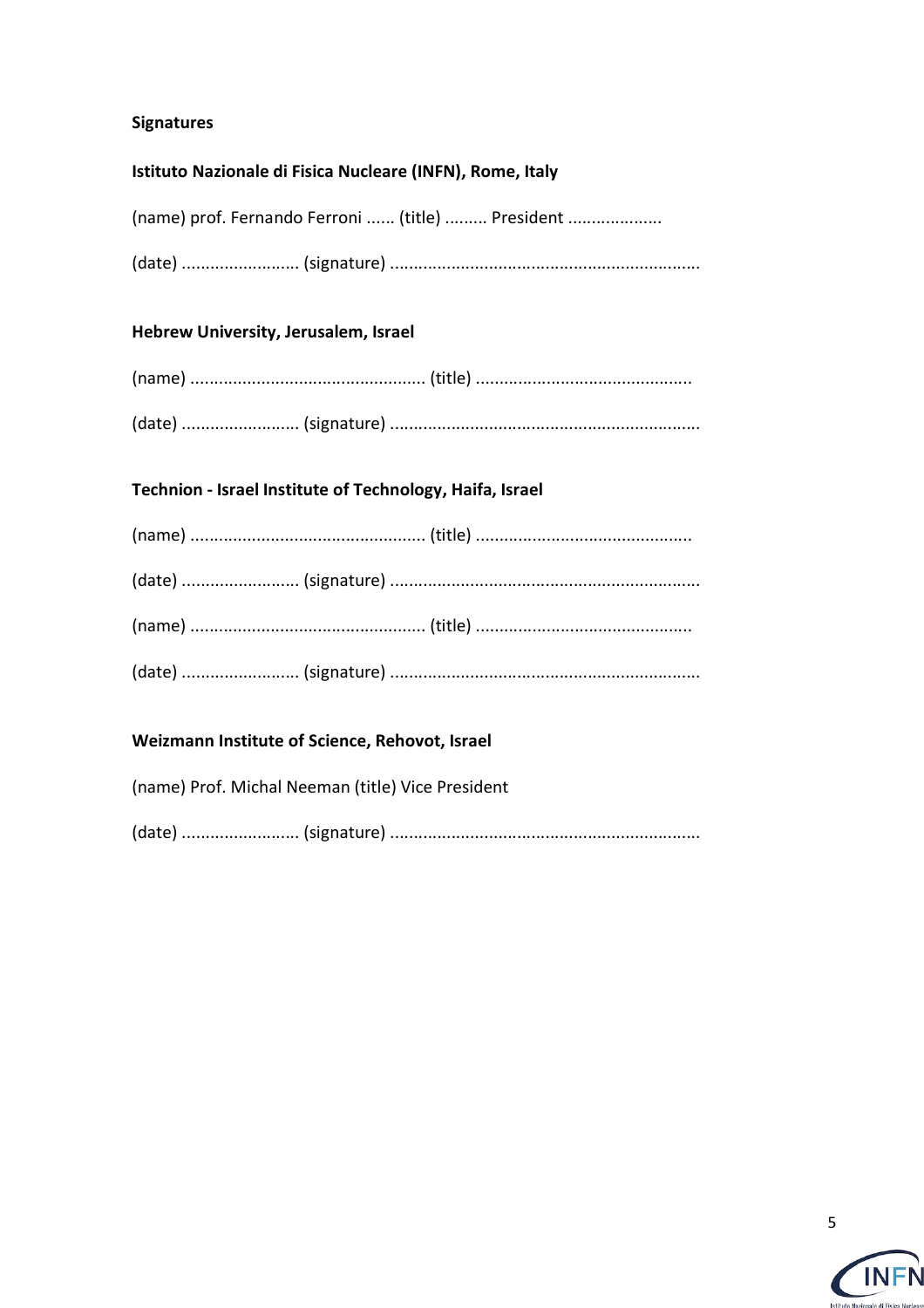**Signatures**

**Istituto Nazionale di Fisica Nucleare (INFN), Rome, Italy**

(name) prof. Fernando Ferroni ...... (title) ......... President ...................

(date) ........................ (signature) .................................................................

**Hebrew University, Jerusalem, Israel**

(name) ................................................. (title) .............................................

(date) ........................ (signature) .................................................................

**Technion - Israel Institute of Technology, Haifa, Israel**

(name) ................................................. (title) .............................................

(date) ........................ (signature) .................................................................

(name) ................................................. (title) .............................................

(date) ........................ (signature) .................................................................

**Weizmann Institute of Science, Rehovot, Israel**

(name) Prof. Michal Neeman (title) Vice President

(date) ........................ (signature) .................................................................